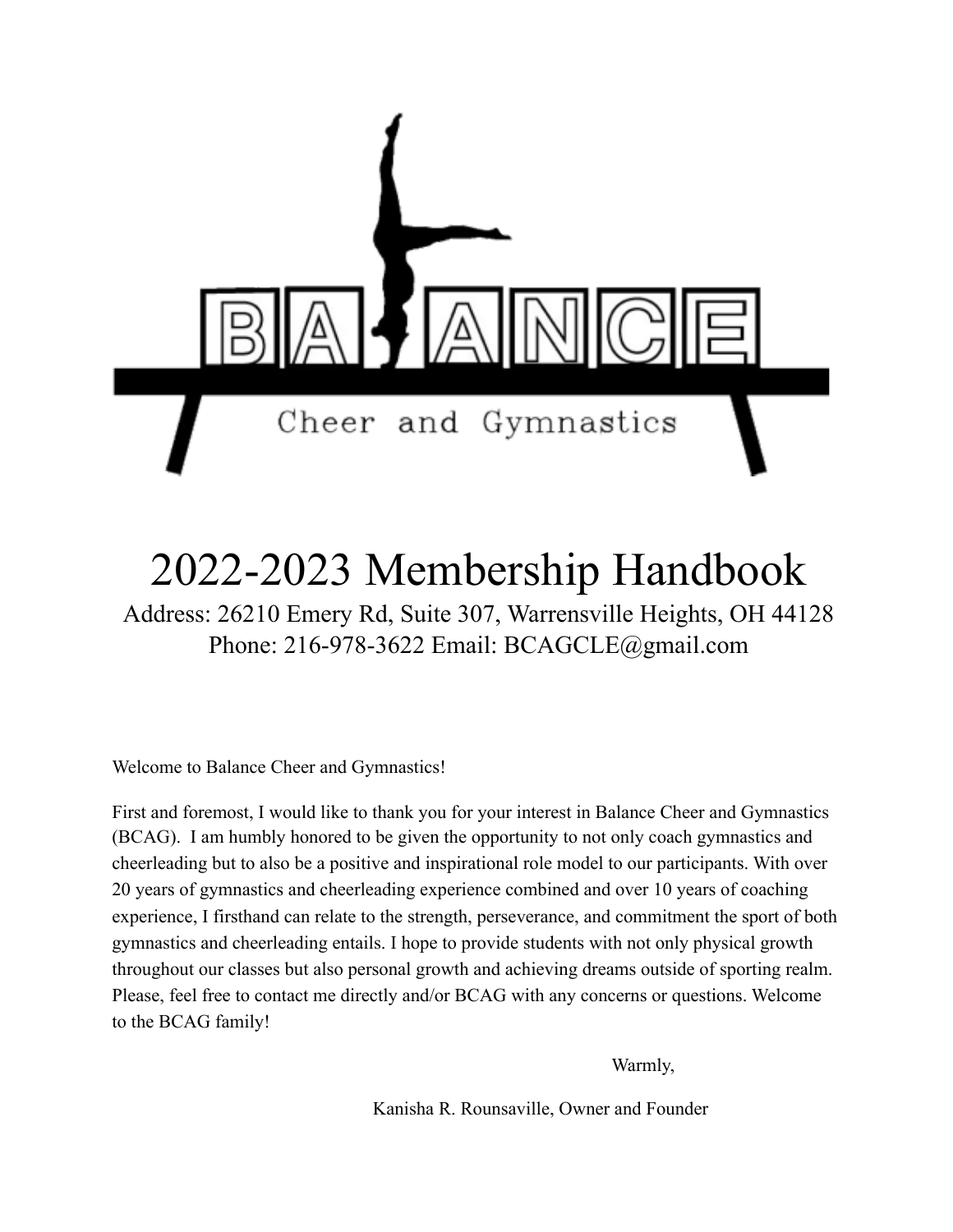# 2022-2023 Membership Handbook

Address: 26210 Emery Rd, Suite 307, Warrensville Heights, OH 44128
Phone: 216-978-3622 Email: BCAGCLE@gmail.com

Welcome to Balance Cheer and Gymnastics!

First and foremost, I would like to thank you for your interest in Balance Cheer and Gymnastics (BCAG). I am humbly honored to be given the opportunity to not only coach gymnastics and cheerleading but to also be a positive and inspirational role model to our participants. With over 20 years of gymnastics and cheerleading experience combined and over 10 years of coaching experience, I firsthand can relate to the strength, perseverance, and commitment the sport of both gymnastics and cheerleading entails. I hope to provide students with not only physical growth throughout our classes but also personal growth and achieving dreams outside of sporting realm. Please, feel free to contact me directly and/or BCAG with any concerns or questions. Welcome to the BCAG family!

Warmly,

Kanisha R. Rounsaville, Owner and Founder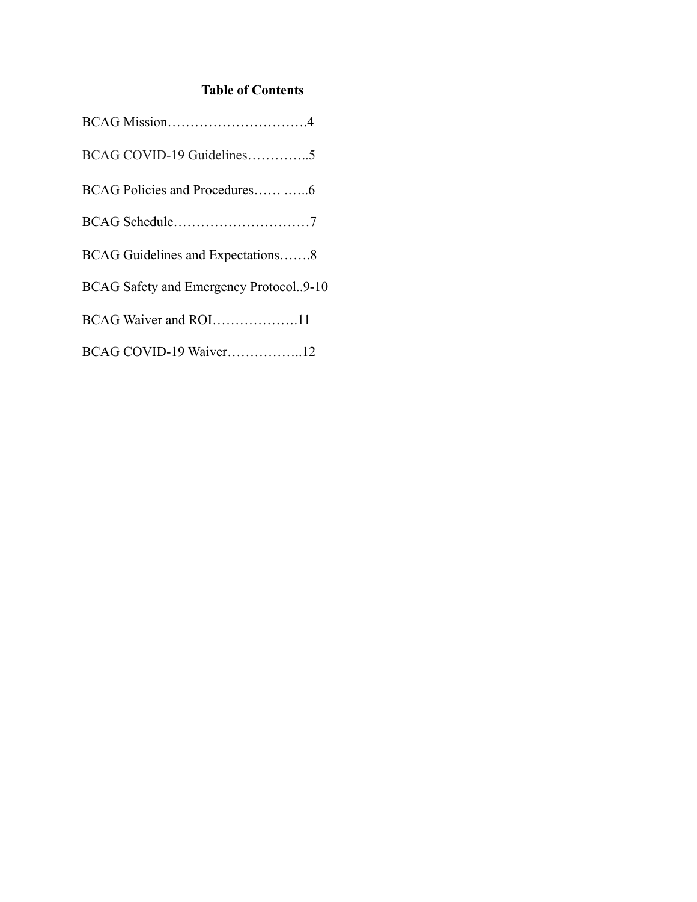# Table of Contents

BCAG Mission…………………………4

BCAG COVID-19 Guidelines…………..5

BCAG Policies and Procedures…… .…..6

BCAG Schedule…………………………7

BCAG Guidelines and Expectations…….8

BCAG Safety and Emergency Protocol..9-10

BCAG Waiver and ROI……………….11

BCAG COVID-19 Waiver……………..12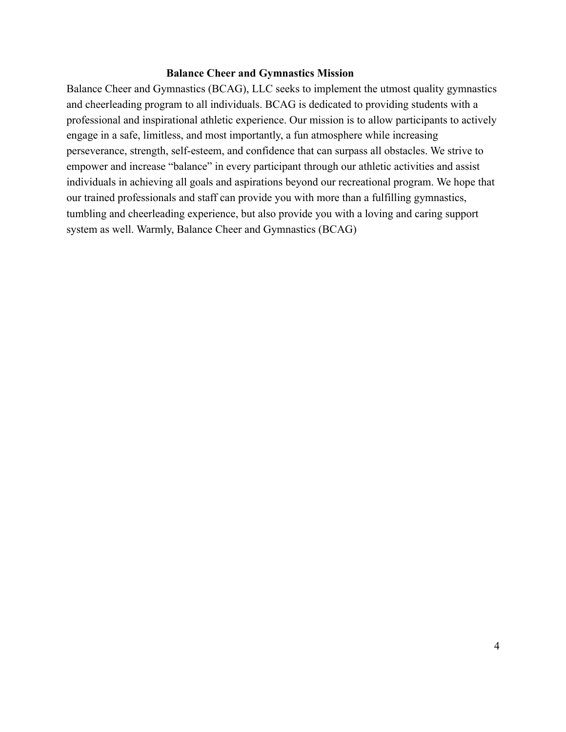## Balance Cheer and Gymnastics Mission

Balance Cheer and Gymnastics (BCAG), LLC seeks to implement the utmost quality gymnastics and cheerleading program to all individuals. BCAG is dedicated to providing students with a professional and inspirational athletic experience. Our mission is to allow participants to actively engage in a safe, limitless, and most importantly, a fun atmosphere while increasing perseverance, strength, self-esteem, and confidence that can surpass all obstacles. We strive to empower and increase "balance" in every participant through our athletic activities and assist individuals in achieving all goals and aspirations beyond our recreational program. We hope that our trained professionals and staff can provide you with more than a fulfilling gymnastics, tumbling and cheerleading experience, but also provide you with a loving and caring support system as well. Warmly, Balance Cheer and Gymnastics (BCAG)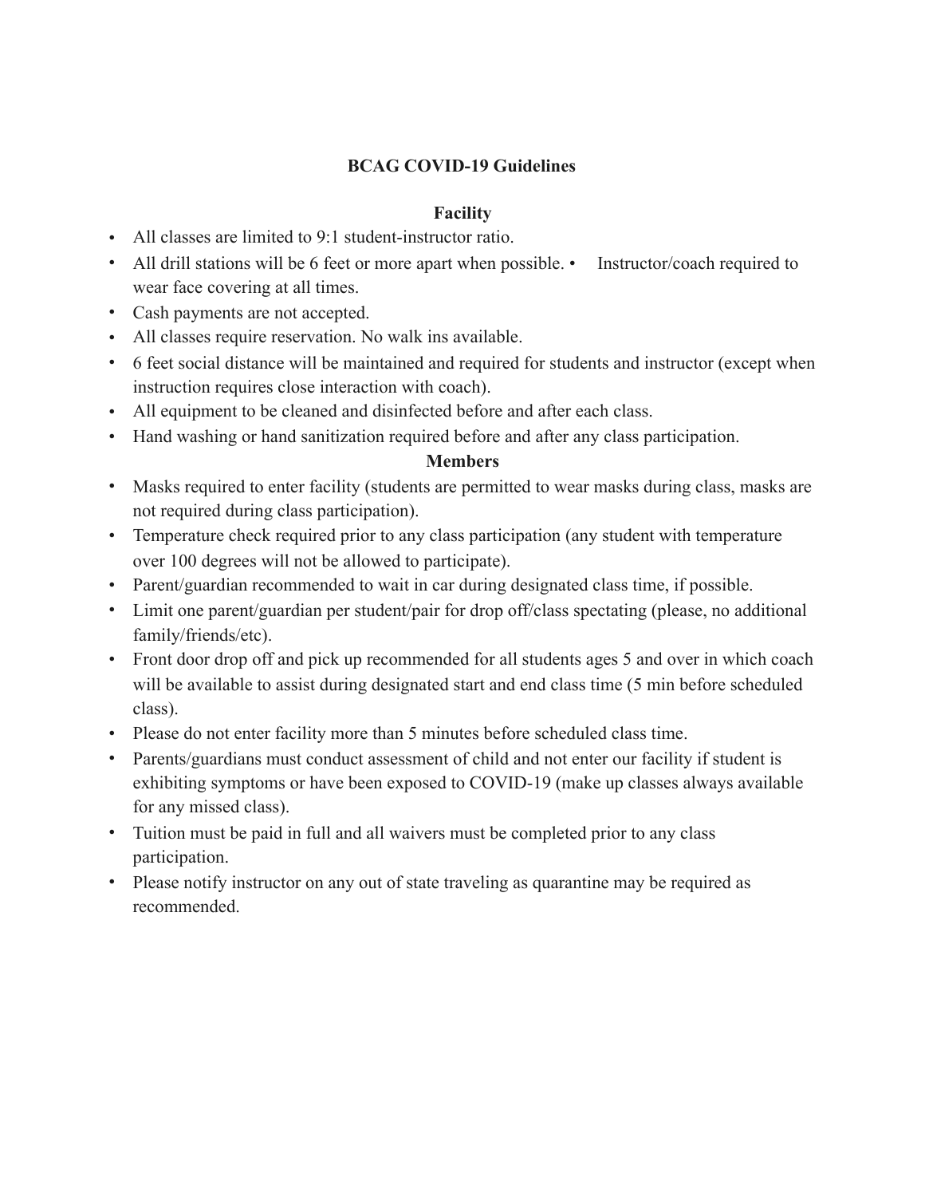## BCAG COVID-19 Guidelines

### Facility

- All classes are limited to 9:1 student-instructor ratio.
- All drill stations will be 6 feet or more apart when possible.
- Instructor/coach required to wear face covering at all times.
- Cash payments are not accepted.
- All classes require reservation. No walk ins available.
- 6 feet social distance will be maintained and required for students and instructor (except when instruction requires close interaction with coach).
- All equipment to be cleaned and disinfected before and after each class.
- Hand washing or hand sanitization required before and after any class participation.

### Members

- Masks required to enter facility (students are permitted to wear masks during class, masks are not required during class participation).
- Temperature check required prior to any class participation (any student with temperature over 100 degrees will not be allowed to participate).
- Parent/guardian recommended to wait in car during designated class time, if possible.
- Limit one parent/guardian per student/pair for drop off/class spectating (please, no additional family/friends/etc).
- Front door drop off and pick up recommended for all students ages 5 and over in which coach will be available to assist during designated start and end class time (5 min before scheduled class).
- Please do not enter facility more than 5 minutes before scheduled class time.
- Parents/guardians must conduct assessment of child and not enter our facility if student is exhibiting symptoms or have been exposed to COVID-19 (make up classes always available for any missed class).
- Tuition must be paid in full and all waivers must be completed prior to any class participation.
- Please notify instructor on any out of state traveling as quarantine may be required as recommended.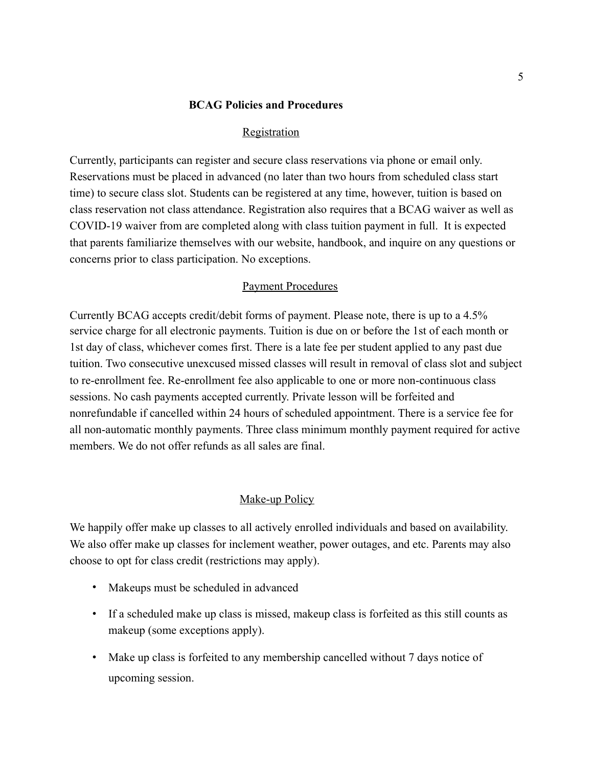# BCAG Policies and Procedures

## Registration

Currently, participants can register and secure class reservations via phone or email only. Reservations must be placed in advanced (no later than two hours from scheduled class start time) to secure class slot. Students can be registered at any time, however, tuition is based on class reservation not class attendance. Registration also requires that a BCAG waiver as well as COVID-19 waiver from are completed along with class tuition payment in full. It is expected that parents familiarize themselves with our website, handbook, and inquire on any questions or concerns prior to class participation. No exceptions.

## Payment Procedures

Currently BCAG accepts credit/debit forms of payment. Please note, there is up to a 4.5% service charge for all electronic payments. Tuition is due on or before the 1st of each month or 1st day of class, whichever comes first. There is a late fee per student applied to any past due tuition. Two consecutive unexcused missed classes will result in removal of class slot and subject to re-enrollment fee. Re-enrollment fee also applicable to one or more non-continuous class sessions. No cash payments accepted currently. Private lesson will be forfeited and nonrefundable if cancelled within 24 hours of scheduled appointment. There is a service fee for all non-automatic monthly payments. Three class minimum monthly payment required for active members. We do not offer refunds as all sales are final.

## Make-up Policy

We happily offer make up classes to all actively enrolled individuals and based on availability. We also offer make up classes for inclement weather, power outages, and etc. Parents may also choose to opt for class credit (restrictions may apply).

- Makeups must be scheduled in advanced
- If a scheduled make up class is missed, makeup class is forfeited as this still counts as makeup (some exceptions apply).
- Make up class is forfeited to any membership cancelled without 7 days notice of upcoming session.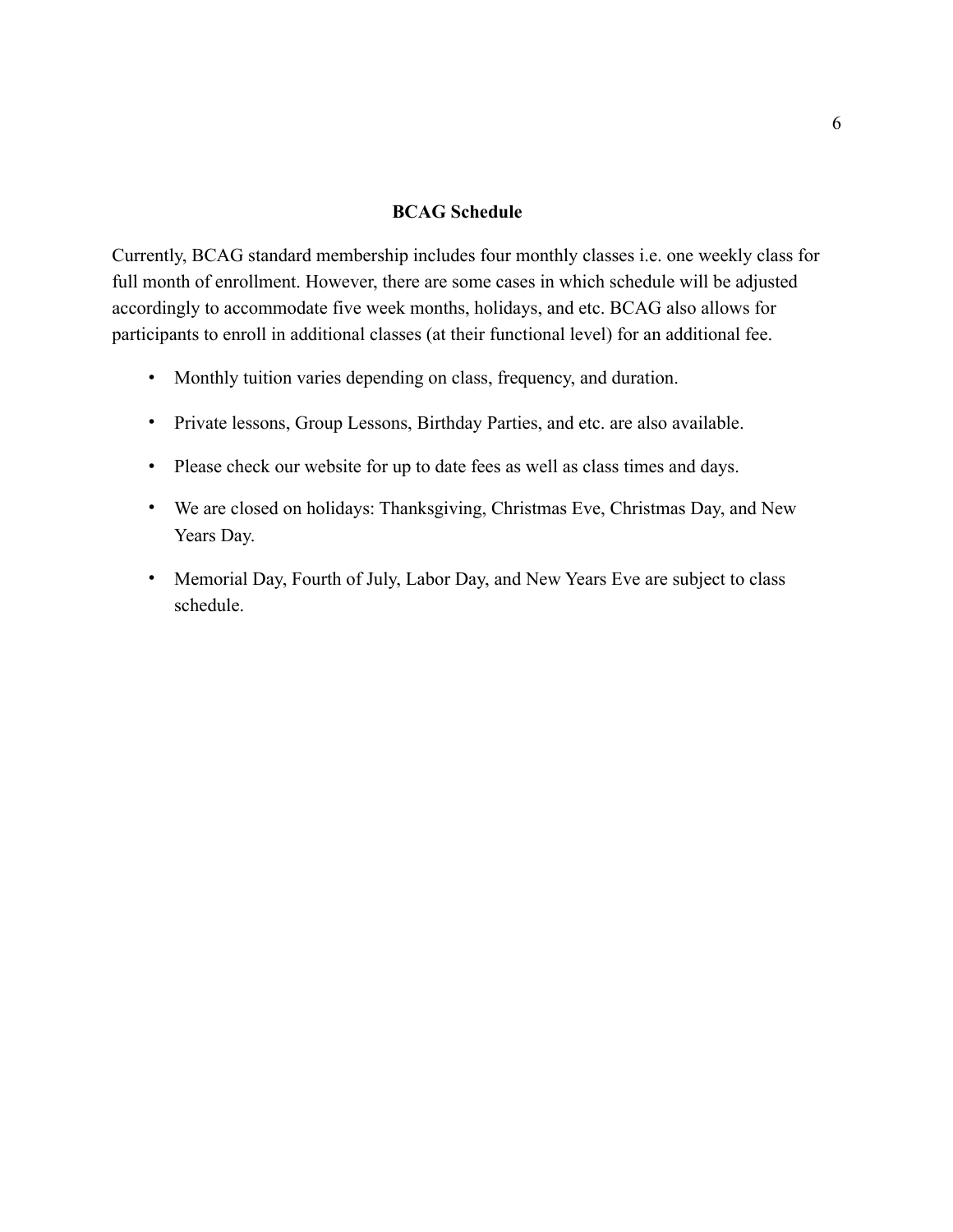## BCAG Schedule

Currently, BCAG standard membership includes four monthly classes i.e. one weekly class for full month of enrollment. However, there are some cases in which schedule will be adjusted accordingly to accommodate five week months, holidays, and etc. BCAG also allows for participants to enroll in additional classes (at their functional level) for an additional fee.

- Monthly tuition varies depending on class, frequency, and duration.
- Private lessons, Group Lessons, Birthday Parties, and etc. are also available.
- Please check our website for up to date fees as well as class times and days.
- We are closed on holidays: Thanksgiving, Christmas Eve, Christmas Day, and New Years Day.
- Memorial Day, Fourth of July, Labor Day, and New Years Eve are subject to class schedule.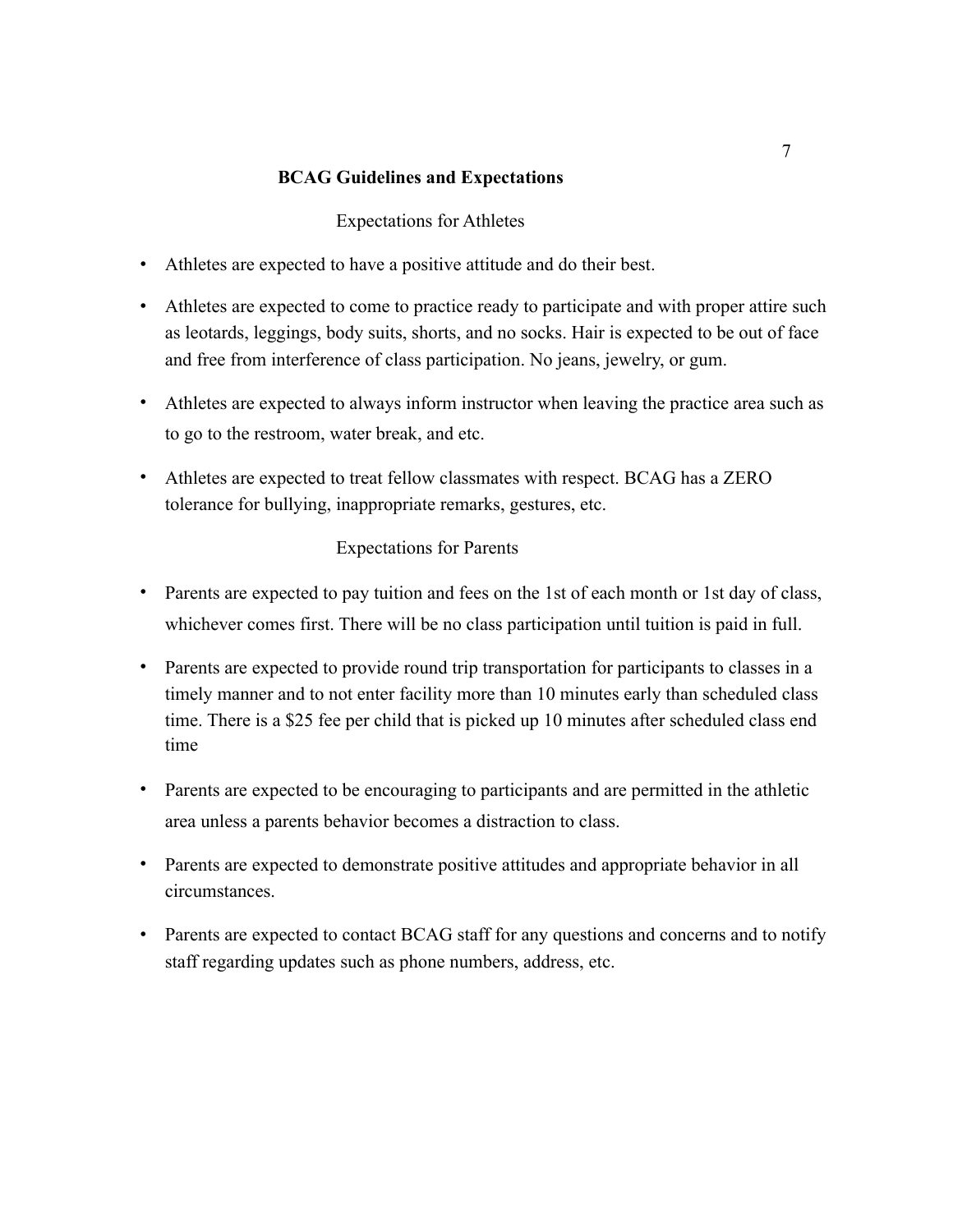## BCAG Guidelines and Expectations

### Expectations for Athletes

- Athletes are expected to have a positive attitude and do their best.
- Athletes are expected to come to practice ready to participate and with proper attire such as leotards, leggings, body suits, shorts, and no socks. Hair is expected to be out of face and free from interference of class participation. No jeans, jewelry, or gum.
- Athletes are expected to always inform instructor when leaving the practice area such as to go to the restroom, water break, and etc.
- Athletes are expected to treat fellow classmates with respect. BCAG has a ZERO tolerance for bullying, inappropriate remarks, gestures, etc.

### Expectations for Parents

- Parents are expected to pay tuition and fees on the 1st of each month or 1st day of class, whichever comes first. There will be no class participation until tuition is paid in full.
- Parents are expected to provide round trip transportation for participants to classes in a timely manner and to not enter facility more than 10 minutes early than scheduled class time. There is a $25 fee per child that is picked up 10 minutes after scheduled class end time
- Parents are expected to be encouraging to participants and are permitted in the athletic area unless a parents behavior becomes a distraction to class.
- Parents are expected to demonstrate positive attitudes and appropriate behavior in all circumstances.
- Parents are expected to contact BCAG staff for any questions and concerns and to notify staff regarding updates such as phone numbers, address, etc.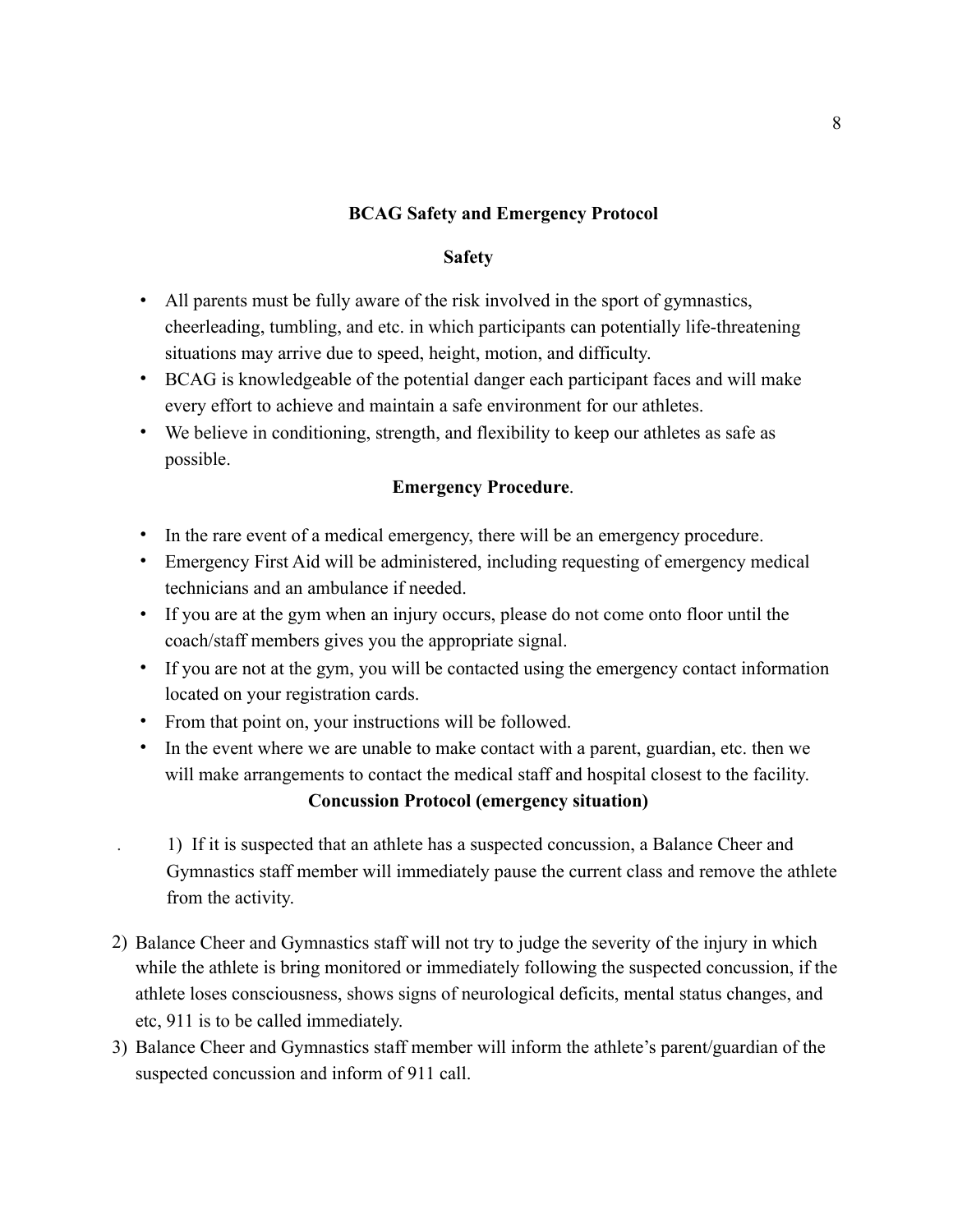## BCAG Safety and Emergency Protocol

### Safety

- All parents must be fully aware of the risk involved in the sport of gymnastics, cheerleading, tumbling, and etc. in which participants can potentially life-threatening situations may arrive due to speed, height, motion, and difficulty.
- BCAG is knowledgeable of the potential danger each participant faces and will make every effort to achieve and maintain a safe environment for our athletes.
- We believe in conditioning, strength, and flexibility to keep our athletes as safe as possible.

### Emergency Procedure.

- In the rare event of a medical emergency, there will be an emergency procedure.
- Emergency First Aid will be administered, including requesting of emergency medical technicians and an ambulance if needed.
- If you are at the gym when an injury occurs, please do not come onto floor until the coach/staff members gives you the appropriate signal.
- If you are not at the gym, you will be contacted using the emergency contact information located on your registration cards.
- From that point on, your instructions will be followed.
- In the event where we are unable to make contact with a parent, guardian, etc. then we will make arrangements to contact the medical staff and hospital closest to the facility.

### Concussion Protocol (emergency situation)

1) If it is suspected that an athlete has a suspected concussion, a Balance Cheer and Gymnastics staff member will immediately pause the current class and remove the athlete from the activity.
2) Balance Cheer and Gymnastics staff will not try to judge the severity of the injury in which while the athlete is bring monitored or immediately following the suspected concussion, if the athlete loses consciousness, shows signs of neurological deficits, mental status changes, and etc, 911 is to be called immediately.
3) Balance Cheer and Gymnastics staff member will inform the athlete's parent/guardian of the suspected concussion and inform of 911 call.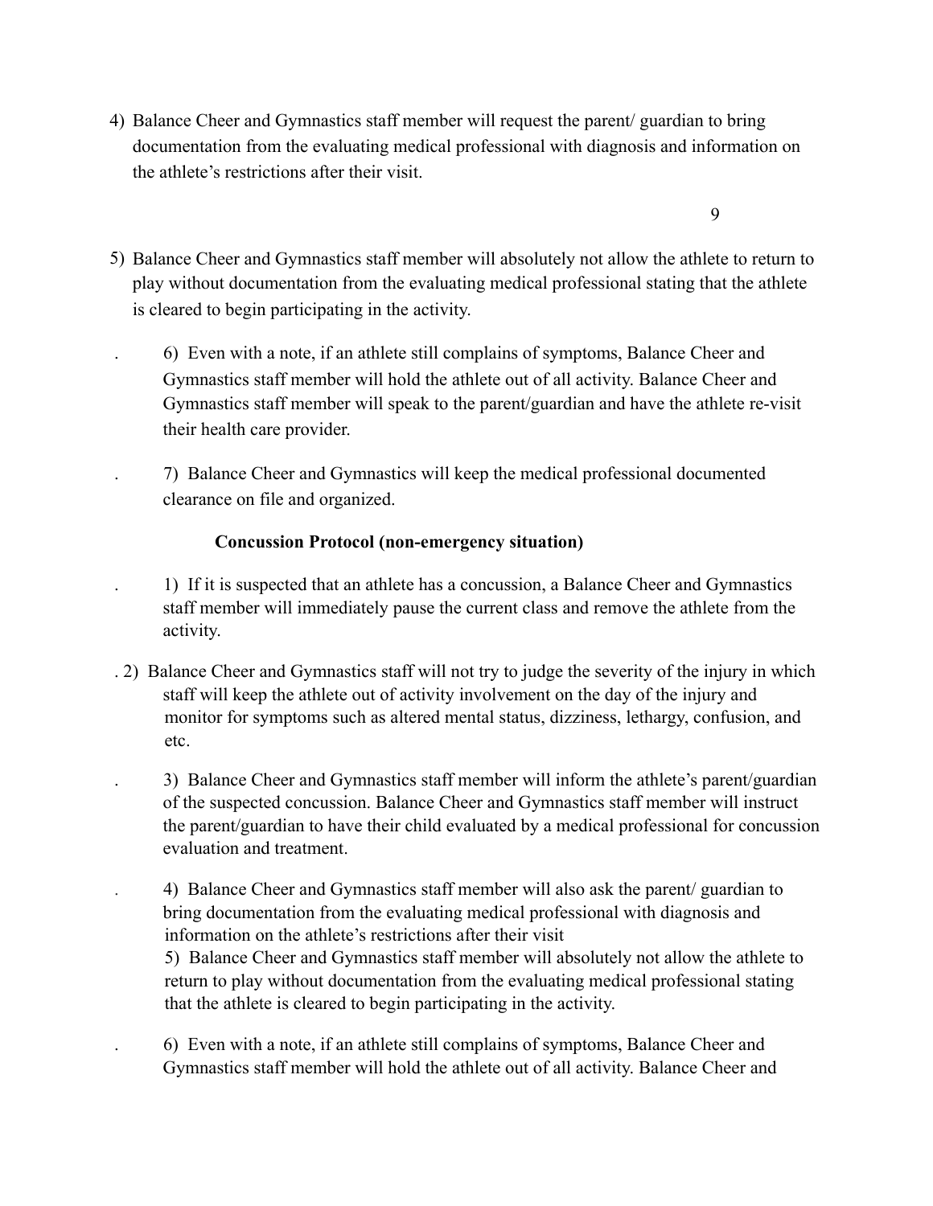4) Balance Cheer and Gymnastics staff member will request the parent/ guardian to bring documentation from the evaluating medical professional with diagnosis and information on the athlete's restrictions after their visit.

5) Balance Cheer and Gymnastics staff member will absolutely not allow the athlete to return to play without documentation from the evaluating medical professional stating that the athlete is cleared to begin participating in the activity.

6) Even with a note, if an athlete still complains of symptoms, Balance Cheer and Gymnastics staff member will hold the athlete out of all activity. Balance Cheer and Gymnastics staff member will speak to the parent/guardian and have the athlete re-visit their health care provider.

7) Balance Cheer and Gymnastics will keep the medical professional documented clearance on file and organized.

**Concussion Protocol (non-emergency situation)**

1) If it is suspected that an athlete has a concussion, a Balance Cheer and Gymnastics staff member will immediately pause the current class and remove the athlete from the activity.

2) Balance Cheer and Gymnastics staff will not try to judge the severity of the injury in which staff will keep the athlete out of activity involvement on the day of the injury and monitor for symptoms such as altered mental status, dizziness, lethargy, confusion, and etc.

3) Balance Cheer and Gymnastics staff member will inform the athlete's parent/guardian of the suspected concussion. Balance Cheer and Gymnastics staff member will instruct the parent/guardian to have their child evaluated by a medical professional for concussion evaluation and treatment.

4) Balance Cheer and Gymnastics staff member will also ask the parent/ guardian to bring documentation from the evaluating medical professional with diagnosis and information on the athlete's restrictions after their visit

5) Balance Cheer and Gymnastics staff member will absolutely not allow the athlete to return to play without documentation from the evaluating medical professional stating that the athlete is cleared to begin participating in the activity.

6) Even with a note, if an athlete still complains of symptoms, Balance Cheer and Gymnastics staff member will hold the athlete out of all activity. Balance Cheer and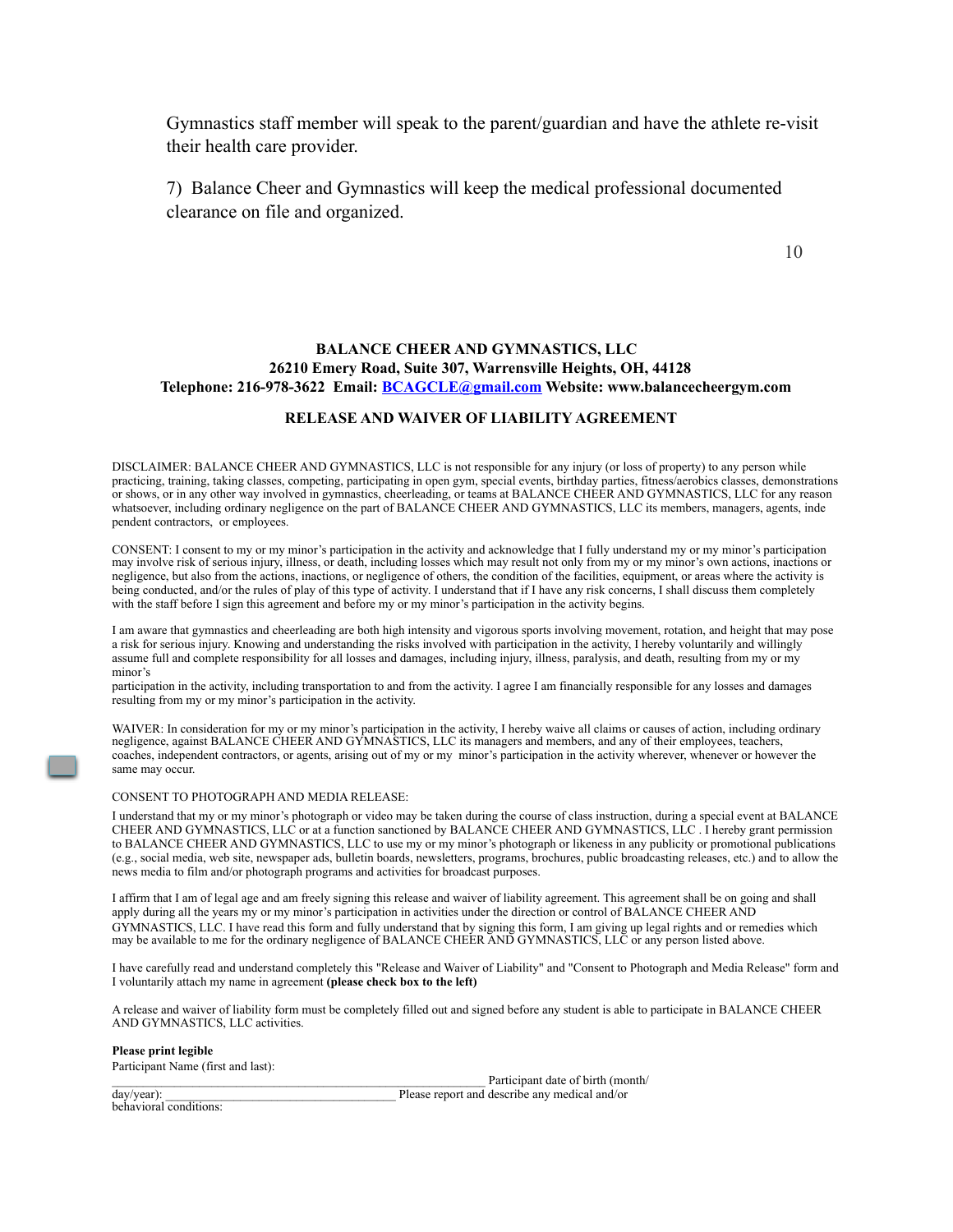Gymnastics staff member will speak to the parent/guardian and have the athlete re-visit their health care provider.

7) Balance Cheer and Gymnastics will keep the medical professional documented clearance on file and organized.

**BALANCE CHEER AND GYMNASTICS, LLC**
**26210 Emery Road, Suite 307, Warrensville Heights, OH, 44128**
**Telephone: 216-978-3622 Email: [BCAGCLE@gmail.com](mailto:BCAGCLE@gmail.com) Website: www.balancecheergym.com**

## RELEASE AND WAIVER OF LIABILITY AGREEMENT

DISCLAIMER: BALANCE CHEER AND GYMNASTICS, LLC is not responsible for any injury (or loss of property) to any person while practicing, training, taking classes, competing, participating in open gym, special events, birthday parties, fitness/aerobics classes, demonstrations or shows, or in any other way involved in gymnastics, cheerleading, or teams at BALANCE CHEER AND GYMNASTICS, LLC for any reason whatsoever, including ordinary negligence on the part of BALANCE CHEER AND GYMNASTICS, LLC its members, managers, agents, inde pendent contractors, or employees.

CONSENT: I consent to my or my minor's participation in the activity and acknowledge that I fully understand my or my minor's participation may involve risk of serious injury, illness, or death, including losses which may result not only from my or my minor's own actions, inactions or negligence, but also from the actions, inactions, or negligence of others, the condition of the facilities, equipment, or areas where the activity is being conducted, and/or the rules of play of this type of activity. I understand that if I have any risk concerns, I shall discuss them completely with the staff before I sign this agreement and before my or my minor's participation in the activity begins.

I am aware that gymnastics and cheerleading are both high intensity and vigorous sports involving movement, rotation, and height that may pose a risk for serious injury. Knowing and understanding the risks involved with participation in the activity, I hereby voluntarily and willingly assume full and complete responsibility for all losses and damages, including injury, illness, paralysis, and death, resulting from my or my minor's
participation in the activity, including transportation to and from the activity. I agree I am financially responsible for any losses and damages resulting from my or my minor's participation in the activity.

WAIVER: In consideration for my or my minor's participation in the activity, I hereby waive all claims or causes of action, including ordinary negligence, against BALANCE CHEER AND GYMNASTICS, LLC its managers and members, and any of their employees, teachers, coaches, independent contractors, or agents, arising out of my or my minor's participation in the activity wherever, whenever or however the same may occur.

CONSENT TO PHOTOGRAPH AND MEDIA RELEASE:

I understand that my or my minor's photograph or video may be taken during the course of class instruction, during a special event at BALANCE CHEER AND GYMNASTICS, LLC or at a function sanctioned by BALANCE CHEER AND GYMNASTICS, LLC . I hereby grant permission to BALANCE CHEER AND GYMNASTICS, LLC to use my or my minor's photograph or likeness in any publicity or promotional publications (e.g., social media, web site, newspaper ads, bulletin boards, newsletters, programs, brochures, public broadcasting releases, etc.) and to allow the news media to film and/or photograph programs and activities for broadcast purposes.

I affirm that I am of legal age and am freely signing this release and waiver of liability agreement. This agreement shall be on going and shall apply during all the years my or my minor's participation in activities under the direction or control of BALANCE CHEER AND GYMNASTICS, LLC. I have read this form and fully understand that by signing this form, I am giving up legal rights and or remedies which may be available to me for the ordinary negligence of BALANCE CHEER AND GYMNASTICS, LLC or any person listed above.

I have carefully read and understand completely this "Release and Waiver of Liability" and "Consent to Photograph and Media Release" form and I voluntarily attach my name in agreement **(please check box to the left)**

A release and waiver of liability form must be completely filled out and signed before any student is able to participate in BALANCE CHEER AND GYMNASTICS, LLC activities.

**Please print legible**

Participant Name (first and last): ____________________________________________________ Participant date of birth (month/day/year): ____________________________________ Please report and describe any medical and/or behavioral conditions: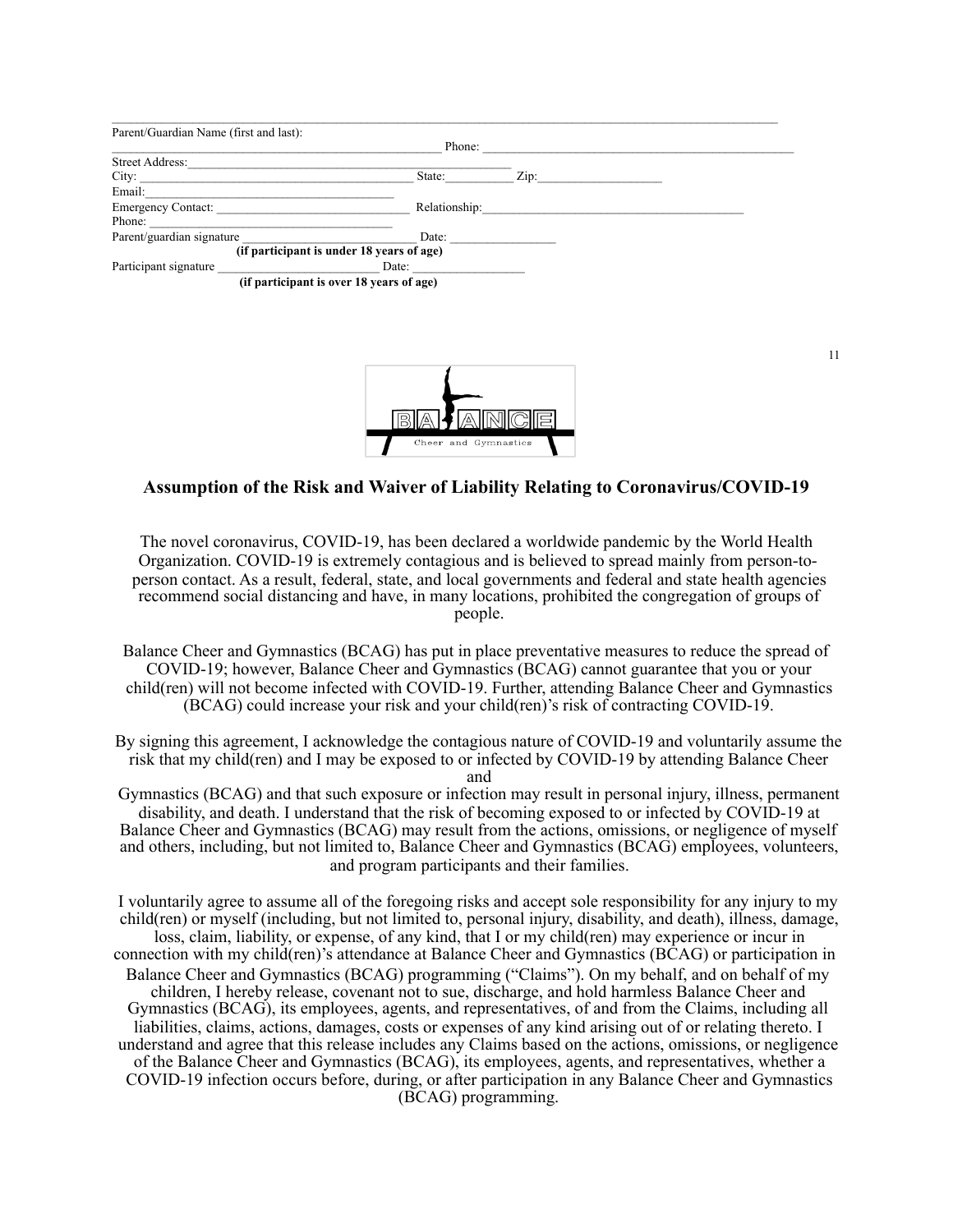Parent/Guardian Name (first and last): ______________________________________________ Phone: ______________________________________________

Street Address: ______________________________________________

City: ______________________________________ State: __________ Zip: __________________

Email: ____________________________________

Emergency Contact: ____________________________ Relationship: ________________________________________

Phone: ____________________________________

Parent/guardian signature ___________________________ Date: ________________

**(if participant is under 18 years of age)**

Participant signature _________________________ Date: _________________

**(if participant is over 18 years of age)**

BALANCE Cheer and Gymnastics

## Assumption of the Risk and Waiver of Liability Relating to Coronavirus/COVID-19

The novel coronavirus, COVID-19, has been declared a worldwide pandemic by the World Health Organization. COVID-19 is extremely contagious and is believed to spread mainly from person-to-person contact. As a result, federal, state, and local governments and federal and state health agencies recommend social distancing and have, in many locations, prohibited the congregation of groups of people.

Balance Cheer and Gymnastics (BCAG) has put in place preventative measures to reduce the spread of COVID-19; however, Balance Cheer and Gymnastics (BCAG) cannot guarantee that you or your child(ren) will not become infected with COVID-19. Further, attending Balance Cheer and Gymnastics (BCAG) could increase your risk and your child(ren)'s risk of contracting COVID-19.

By signing this agreement, I acknowledge the contagious nature of COVID-19 and voluntarily assume the risk that my child(ren) and I may be exposed to or infected by COVID-19 by attending Balance Cheer and Gymnastics (BCAG) and that such exposure or infection may result in personal injury, illness, permanent disability, and death. I understand that the risk of becoming exposed to or infected by COVID-19 at Balance Cheer and Gymnastics (BCAG) may result from the actions, omissions, or negligence of myself and others, including, but not limited to, Balance Cheer and Gymnastics (BCAG) employees, volunteers, and program participants and their families.

I voluntarily agree to assume all of the foregoing risks and accept sole responsibility for any injury to my child(ren) or myself (including, but not limited to, personal injury, disability, and death), illness, damage, loss, claim, liability, or expense, of any kind, that I or my child(ren) may experience or incur in connection with my child(ren)'s attendance at Balance Cheer and Gymnastics (BCAG) or participation in Balance Cheer and Gymnastics (BCAG) programming ("Claims"). On my behalf, and on behalf of my children, I hereby release, covenant not to sue, discharge, and hold harmless Balance Cheer and Gymnastics (BCAG), its employees, agents, and representatives, of and from the Claims, including all liabilities, claims, actions, damages, costs or expenses of any kind arising out of or relating thereto. I understand and agree that this release includes any Claims based on the actions, omissions, or negligence of the Balance Cheer and Gymnastics (BCAG), its employees, agents, and representatives, whether a COVID-19 infection occurs before, during, or after participation in any Balance Cheer and Gymnastics (BCAG) programming.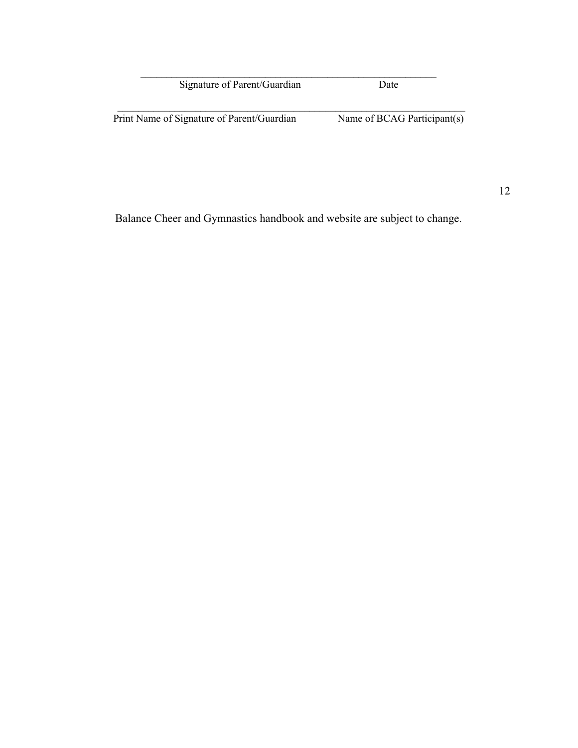\_\_\_\_\_\_\_\_\_\_\_\_\_\_\_\_\_\_\_\_\_\_\_\_\_\_\_\_\_\_\_\_\_\_\_\_\_\_\_\_\_\_\_\_\_\_\_\_\_\_\_\_\_\_\_\_\_\_\_

Signature of Parent/Guardian Date

\_\_\_\_\_\_\_\_\_\_\_\_\_\_\_\_\_\_\_\_\_\_\_\_\_\_\_\_\_\_\_\_\_\_\_\_\_\_\_\_\_\_\_\_\_\_\_\_\_\_\_\_\_\_\_\_\_\_\_\_\_\_\_\_\_\_\_\_

Print Name of Signature of Parent/Guardian Name of BCAG Participant(s)

Balance Cheer and Gymnastics handbook and website are subject to change.